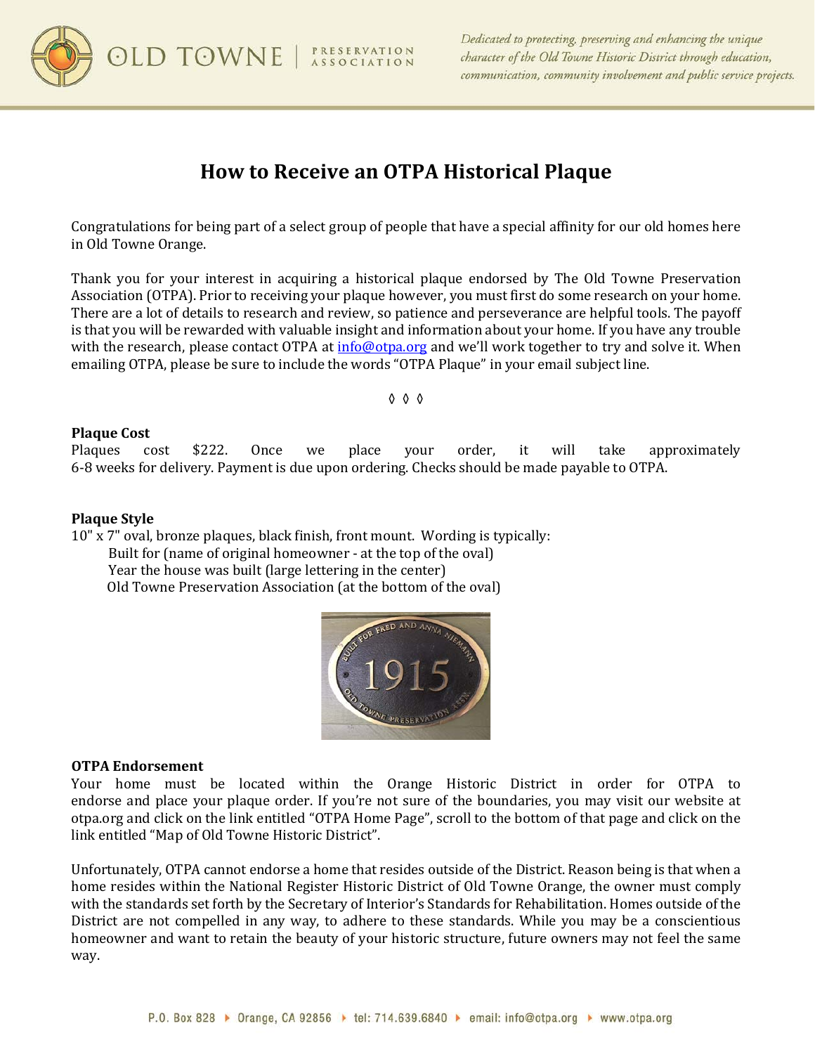Dedicated to protecting, preserving and enhancing the unique character of the Old Towne Historic District through education, communication, community involvement and public service projects.

# How to Receive an OTPA Historical Plaque

Congratulations for being part of a select group of people that have a special affinity for our old homes here in Old Towne Orange.

Thank you for your interest in acquiring a historical plaque endorsed by The Old Towne Preservation Association (OTPA). Prior to receiving your plaque however, you must first do some research on your home. There are a lot of details to research and review, so patience and perseverance are helpful tools. The payoff is that you will be rewarded with valuable insight and information about your home. If you have any trouble with the research, please contact OTPA at info@otpa.org and we'll work together to try and solve it. When emailing OTPA, please be sure to include the words "OTPA Plaque" in your email subject line.

◊ ◊ ◊

**Plaque Cost**
Plaques cost $222. Once we place your order, it will take approximately 6-8 weeks for delivery. Payment is due upon ordering. Checks should be made payable to OTPA.

**Plaque Style**
10" x 7" oval, bronze plaques, black finish, front mount. Wording is typically:
Built for (name of original homeowner - at the top of the oval)
Year the house was built (large lettering in the center)
Old Towne Preservation Association (at the bottom of the oval)

**OTPA Endorsement**
Your home must be located within the Orange Historic District in order for OTPA to endorse and place your plaque order. If you're not sure of the boundaries, you may visit our website at otpa.org and click on the link entitled "OTPA Home Page", scroll to the bottom of that page and click on the link entitled "Map of Old Towne Historic District".

Unfortunately, OTPA cannot endorse a home that resides outside of the District. Reason being is that when a home resides within the National Register Historic District of Old Towne Orange, the owner must comply with the standards set forth by the Secretary of Interior's Standards for Rehabilitation. Homes outside of the District are not compelled in any way, to adhere to these standards. While you may be a conscientious homeowner and want to retain the beauty of your historic structure, future owners may not feel the same way.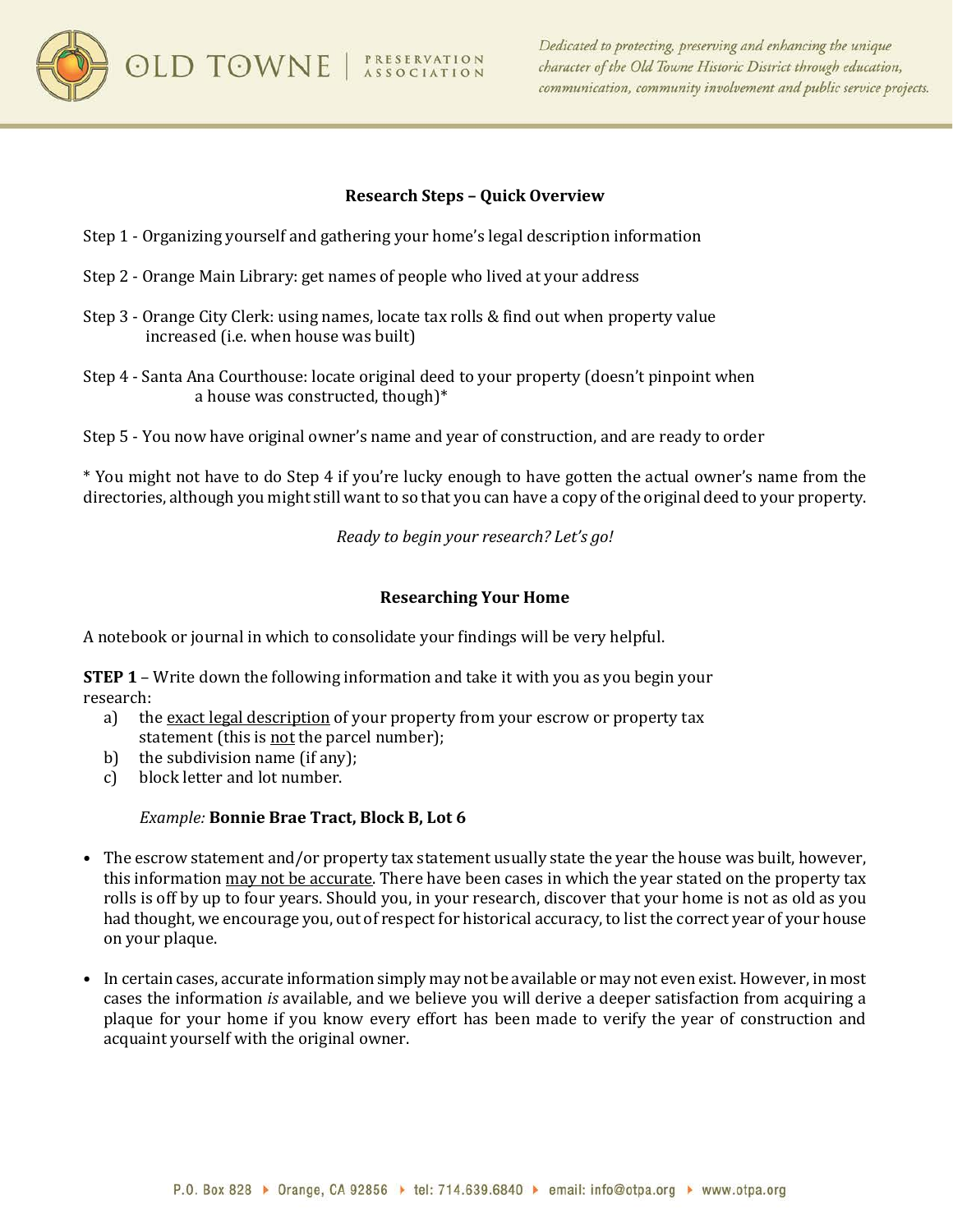## Research Steps – Quick Overview

Step 1 - Organizing yourself and gathering your home's legal description information

Step 2 - Orange Main Library: get names of people who lived at your address

Step 3 - Orange City Clerk: using names, locate tax rolls & find out when property value increased (i.e. when house was built)

Step 4 - Santa Ana Courthouse: locate original deed to your property (doesn't pinpoint when a house was constructed, though)*

Step 5 - You now have original owner's name and year of construction, and are ready to order

* You might not have to do Step 4 if you're lucky enough to have gotten the actual owner's name from the directories, although you might still want to so that you can have a copy of the original deed to your property.

*Ready to begin your research? Let's go!*

## Researching Your Home

A notebook or journal in which to consolidate your findings will be very helpful.

**STEP 1** – Write down the following information and take it with you as you begin your research:

a) the exact legal description of your property from your escrow or property tax statement (this is not the parcel number);
b) the subdivision name (if any);
c) block letter and lot number.

*Example:* **Bonnie Brae Tract, Block B, Lot 6**

- The escrow statement and/or property tax statement usually state the year the house was built, however, this information may not be accurate. There have been cases in which the year stated on the property tax rolls is off by up to four years. Should you, in your research, discover that your home is not as old as you had thought, we encourage you, out of respect for historical accuracy, to list the correct year of your house on your plaque.

- In certain cases, accurate information simply may not be available or may not even exist. However, in most cases the information *is* available, and we believe you will derive a deeper satisfaction from acquiring a plaque for your home if you know every effort has been made to verify the year of construction and acquaint yourself with the original owner.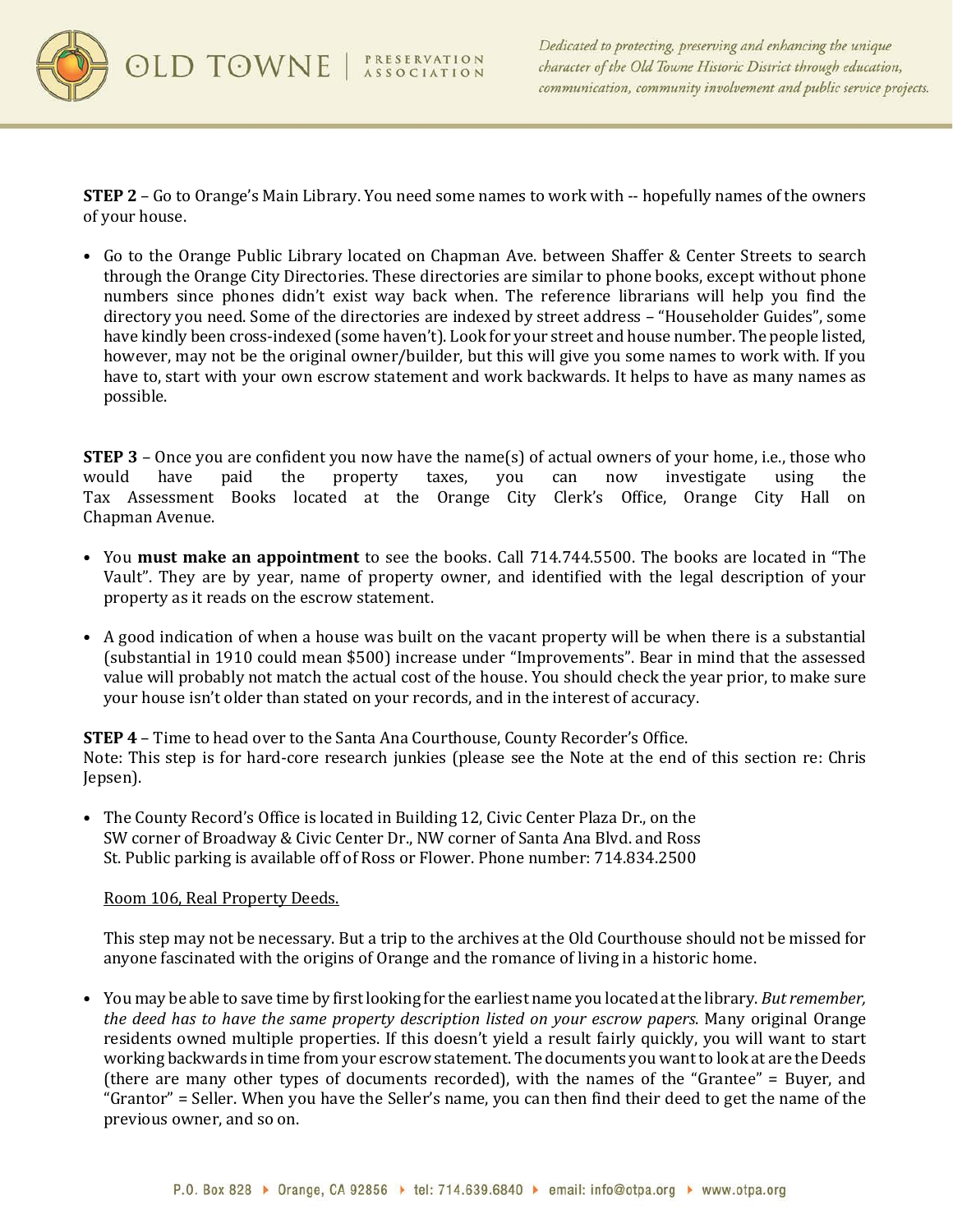**STEP 2** – Go to Orange's Main Library. You need some names to work with -- hopefully names of the owners of your house.

- Go to the Orange Public Library located on Chapman Ave. between Shaffer & Center Streets to search through the Orange City Directories. These directories are similar to phone books, except without phone numbers since phones didn't exist way back when. The reference librarians will help you find the directory you need. Some of the directories are indexed by street address – "Householder Guides", some have kindly been cross-indexed (some haven't). Look for your street and house number. The people listed, however, may not be the original owner/builder, but this will give you some names to work with. If you have to, start with your own escrow statement and work backwards. It helps to have as many names as possible.

**STEP 3** – Once you are confident you now have the name(s) of actual owners of your home, i.e., those who would have paid the property taxes, you can now investigate using the Tax Assessment Books located at the Orange City Clerk's Office, Orange City Hall on Chapman Avenue.

- You **must make an appointment** to see the books. Call 714.744.5500. The books are located in "The Vault". They are by year, name of property owner, and identified with the legal description of your property as it reads on the escrow statement.
- A good indication of when a house was built on the vacant property will be when there is a substantial (substantial in 1910 could mean $500) increase under "Improvements". Bear in mind that the assessed value will probably not match the actual cost of the house. You should check the year prior, to make sure your house isn't older than stated on your records, and in the interest of accuracy.

**STEP 4** – Time to head over to the Santa Ana Courthouse, County Recorder's Office.
Note: This step is for hard-core research junkies (please see the Note at the end of this section re: Chris Jepsen).

- The County Record's Office is located in Building 12, Civic Center Plaza Dr., on the SW corner of Broadway & Civic Center Dr., NW corner of Santa Ana Blvd. and Ross St. Public parking is available off of Ross or Flower. Phone number: 714.834.2500

  Room 106, Real Property Deeds.

  This step may not be necessary. But a trip to the archives at the Old Courthouse should not be missed for anyone fascinated with the origins of Orange and the romance of living in a historic home.

- You may be able to save time by first looking for the earliest name you located at the library. *But remember, the deed has to have the same property description listed on your escrow papers.* Many original Orange residents owned multiple properties. If this doesn't yield a result fairly quickly, you will want to start working backwards in time from your escrow statement. The documents you want to look at are the Deeds (there are many other types of documents recorded), with the names of the "Grantee" = Buyer, and "Grantor" = Seller. When you have the Seller's name, you can then find their deed to get the name of the previous owner, and so on.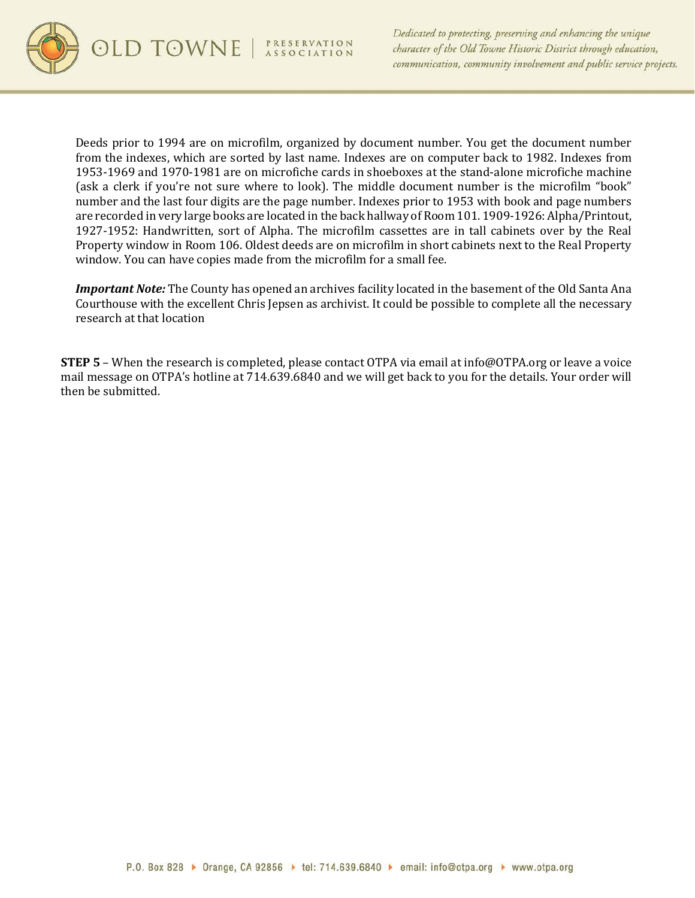Deeds prior to 1994 are on microfilm, organized by document number. You get the document number from the indexes, which are sorted by last name. Indexes are on computer back to 1982. Indexes from 1953-1969 and 1970-1981 are on microfiche cards in shoeboxes at the stand-alone microfiche machine (ask a clerk if you're not sure where to look). The middle document number is the microfilm "book" number and the last four digits are the page number. Indexes prior to 1953 with book and page numbers are recorded in very large books are located in the back hallway of Room 101. 1909-1926: Alpha/Printout, 1927-1952: Handwritten, sort of Alpha. The microfilm cassettes are in tall cabinets over by the Real Property window in Room 106. Oldest deeds are on microfilm in short cabinets next to the Real Property window. You can have copies made from the microfilm for a small fee.

***Important Note:*** The County has opened an archives facility located in the basement of the Old Santa Ana Courthouse with the excellent Chris Jepsen as archivist. It could be possible to complete all the necessary research at that location

**STEP 5** – When the research is completed, please contact OTPA via email at info@OTPA.org or leave a voice mail message on OTPA's hotline at 714.639.6840 and we will get back to you for the details. Your order will then be submitted.